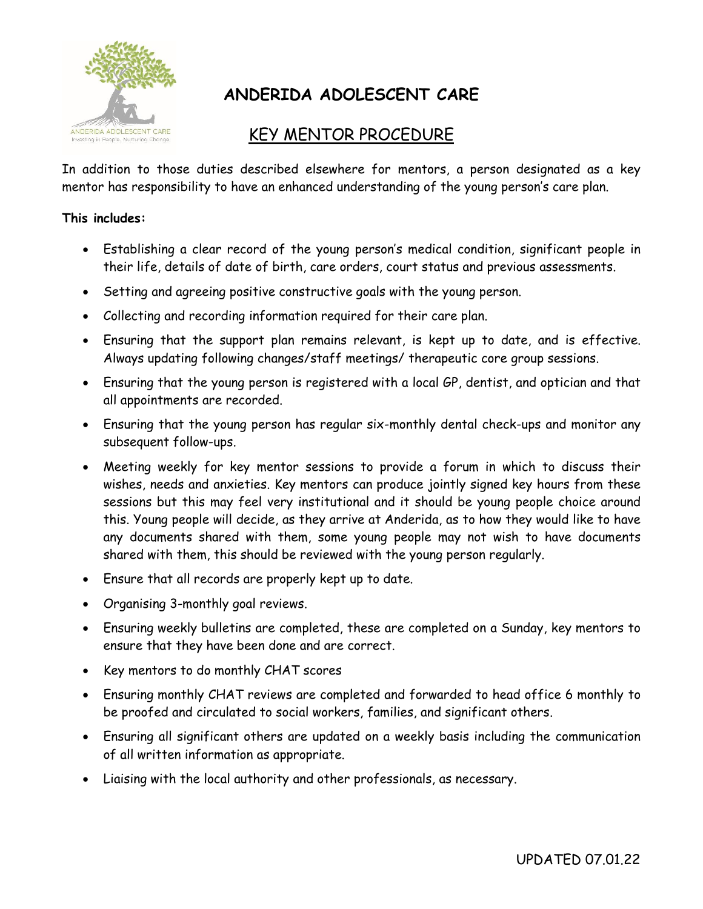# ANDERIDA ADOLESCENT CARE

## KEY MENTOR PROCEDURE

In addition to those duties described elsewhere for mentors, a person designated as a key mentor has responsibility to have an enhanced understanding of the young person's care plan.

**This includes:**

- Establishing a clear record of the young person's medical condition, significant people in their life, details of date of birth, care orders, court status and previous assessments.
- Setting and agreeing positive constructive goals with the young person.
- Collecting and recording information required for their care plan.
- Ensuring that the support plan remains relevant, is kept up to date, and is effective. Always updating following changes/staff meetings/ therapeutic core group sessions.
- Ensuring that the young person is registered with a local GP, dentist, and optician and that all appointments are recorded.
- Ensuring that the young person has regular six-monthly dental check-ups and monitor any subsequent follow-ups.
- Meeting weekly for key mentor sessions to provide a forum in which to discuss their wishes, needs and anxieties. Key mentors can produce jointly signed key hours from these sessions but this may feel very institutional and it should be young people choice around this. Young people will decide, as they arrive at Anderida, as to how they would like to have any documents shared with them, some young people may not wish to have documents shared with them, this should be reviewed with the young person regularly.
- Ensure that all records are properly kept up to date.
- Organising 3-monthly goal reviews.
- Ensuring weekly bulletins are completed, these are completed on a Sunday, key mentors to ensure that they have been done and are correct.
- Key mentors to do monthly CHAT scores
- Ensuring monthly CHAT reviews are completed and forwarded to head office 6 monthly to be proofed and circulated to social workers, families, and significant others.
- Ensuring all significant others are updated on a weekly basis including the communication of all written information as appropriate.
- Liaising with the local authority and other professionals, as necessary.

UPDATED 07.01.22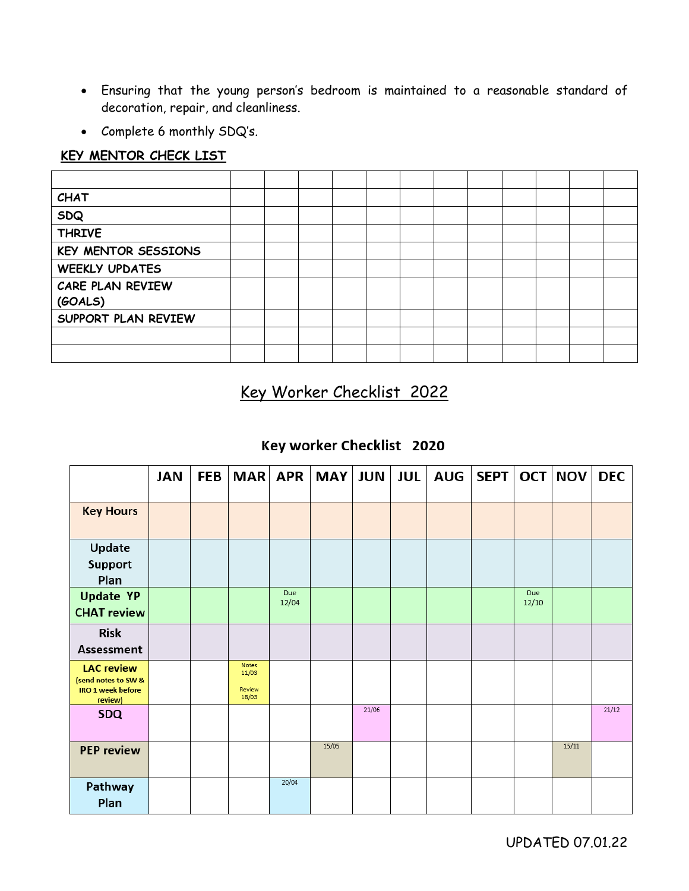- Ensuring that the young person's bedroom is maintained to a reasonable standard of decoration, repair, and cleanliness.
- Complete 6 monthly SDQ's.

**KEY MENTOR CHECK LIST**

| | | | | | | | | | | | | |
|---|---|---|---|---|---|---|---|---|---|---|---|---|
| CHAT | | | | | | | | | | | | |
| SDQ | | | | | | | | | | | | |
| THRIVE | | | | | | | | | | | | |
| KEY MENTOR SESSIONS | | | | | | | | | | | | |
| WEEKLY UPDATES | | | | | | | | | | | | |
| CARE PLAN REVIEW (GOALS) | | | | | | | | | | | | |
| SUPPORT PLAN REVIEW | | | | | | | | | | | | |
| | | | | | | | | | | | | |
| | | | | | | | | | | | | |

## Key Worker Checklist 2022

### Key worker Checklist 2020

| | JAN | FEB | MAR | APR | MAY | JUN | JUL | AUG | SEPT | OCT | NOV | DEC |
|---|---|---|---|---|---|---|---|---|---|---|---|---|
| Key Hours | | | | | | | | | | | | |
| Update Support Plan | | | | | | | | | | | | |
| Update YP CHAT review | | | | Due 12/04 | | | | | | Due 12/10 | | |
| Risk Assessment | | | | | | | | | | | | |
| LAC review (send notes to SW & IRO 1 week before review) | | | Notes 11/03 Review 18/03 | | | | | | | | | |
| SDQ | | | | | | 21/06 | | | | | | 21/12 |
| PEP review | | | | | 15/05 | | | | | | 15/11 | |
| Pathway Plan | | | | 20/04 | | | | | | | | |

UPDATED 07.01.22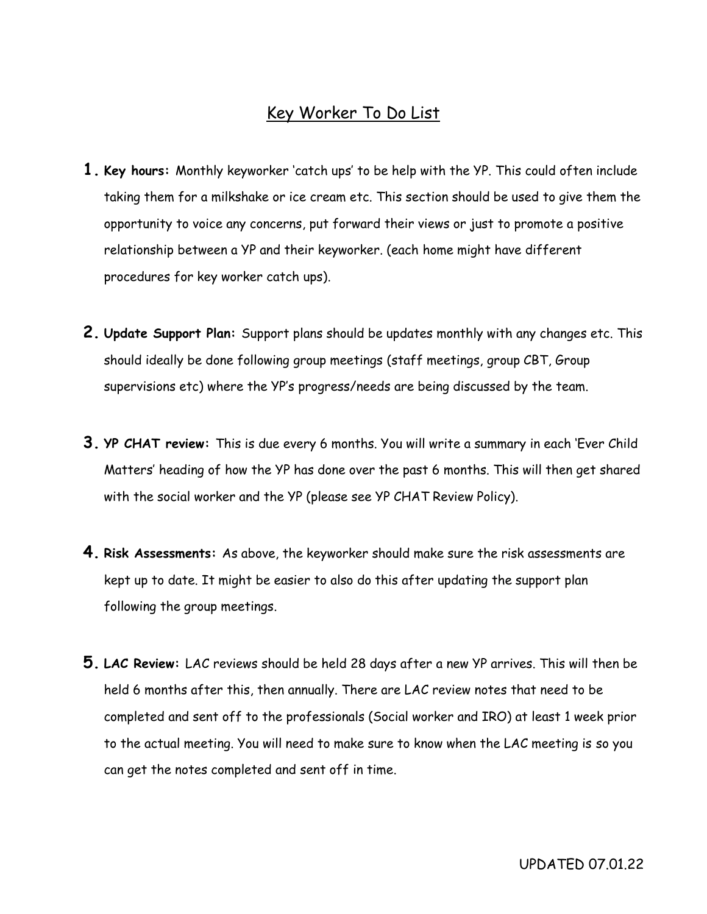# Key Worker To Do List

1. **Key hours:** Monthly keyworker 'catch ups' to be help with the YP. This could often include taking them for a milkshake or ice cream etc. This section should be used to give them the opportunity to voice any concerns, put forward their views or just to promote a positive relationship between a YP and their keyworker. (each home might have different procedures for key worker catch ups).

2. **Update Support Plan:** Support plans should be updates monthly with any changes etc. This should ideally be done following group meetings (staff meetings, group CBT, Group supervisions etc) where the YP's progress/needs are being discussed by the team.

3. **YP CHAT review:** This is due every 6 months. You will write a summary in each 'Ever Child Matters' heading of how the YP has done over the past 6 months. This will then get shared with the social worker and the YP (please see YP CHAT Review Policy).

4. **Risk Assessments:** As above, the keyworker should make sure the risk assessments are kept up to date. It might be easier to also do this after updating the support plan following the group meetings.

5. **LAC Review:** LAC reviews should be held 28 days after a new YP arrives. This will then be held 6 months after this, then annually. There are LAC review notes that need to be completed and sent off to the professionals (Social worker and IRO) at least 1 week prior to the actual meeting. You will need to make sure to know when the LAC meeting is so you can get the notes completed and sent off in time.

UPDATED 07.01.22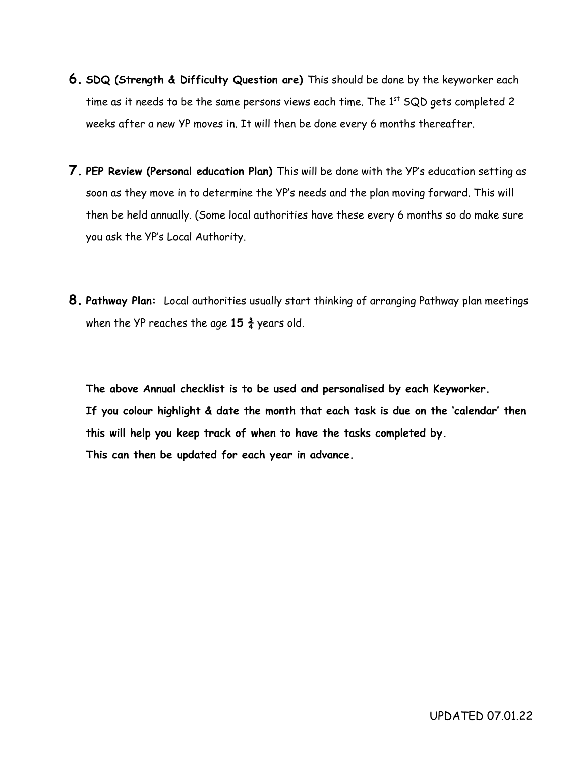6. **SDQ (Strength & Difficulty Question are)** This should be done by the keyworker each time as it needs to be the same persons views each time. The 1st SQD gets completed 2 weeks after a new YP moves in. It will then be done every 6 months thereafter.

7. **PEP Review (Personal education Plan)** This will be done with the YP's education setting as soon as they move in to determine the YP's needs and the plan moving forward. This will then be held annually. (Some local authorities have these every 6 months so do make sure you ask the YP's Local Authority.

8. **Pathway Plan:** Local authorities usually start thinking of arranging Pathway plan meetings when the YP reaches the age **15 ¾** years old.

**The above Annual checklist is to be used and personalised by each Keyworker.**
**If you colour highlight & date the month that each task is due on the 'calendar' then this will help you keep track of when to have the tasks completed by.**
**This can then be updated for each year in advance.**

UPDATED 07.01.22